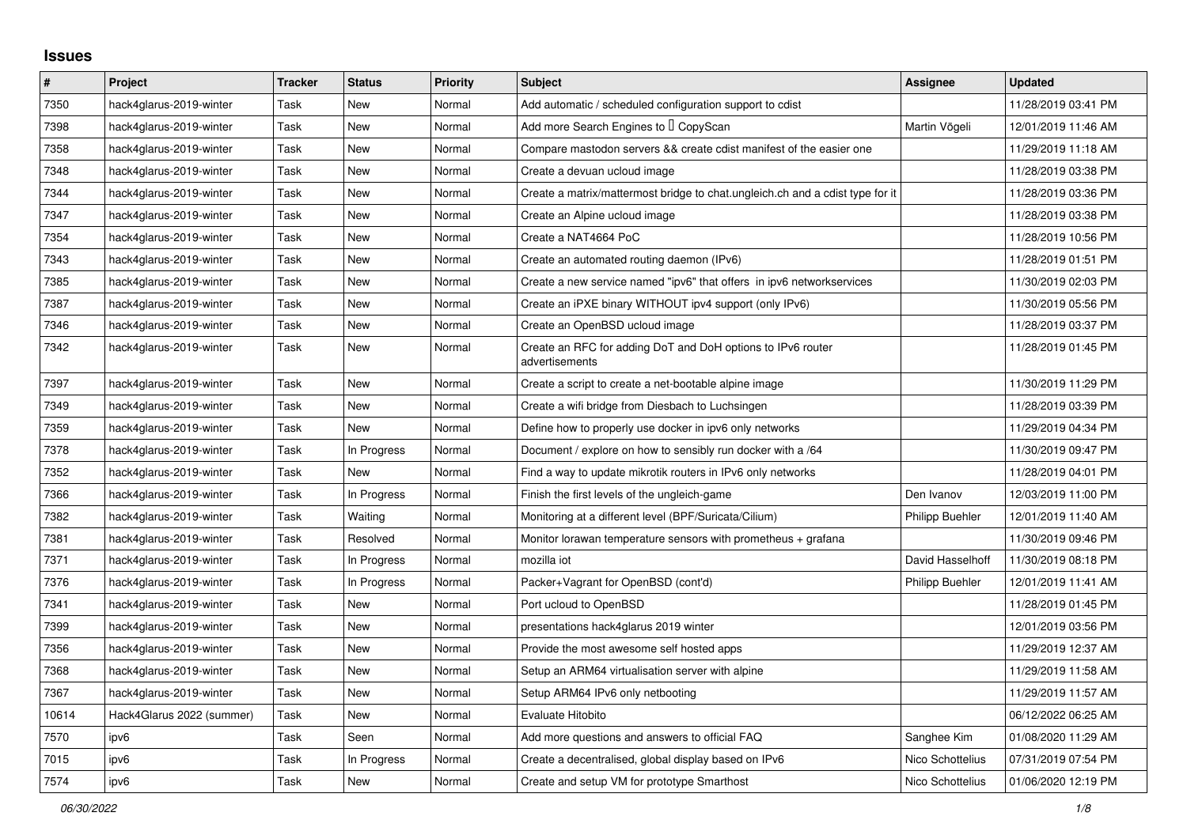## Issues

| # | Project | Tracker | Status | Priority | Subject | Assignee | Updated |
|---|---|---|---|---|---|---|---|
| 7350 | hack4glarus-2019-winter | Task | New | Normal | Add automatic / scheduled configuration support to cdist | | 11/28/2019 03:41 PM |
| 7398 | hack4glarus-2019-winter | Task | New | Normal | Add more Search Engines to  CopyScan | Martin Vögeli | 12/01/2019 11:46 AM |
| 7358 | hack4glarus-2019-winter | Task | New | Normal | Compare mastodon servers && create cdist manifest of the easier one | | 11/29/2019 11:18 AM |
| 7348 | hack4glarus-2019-winter | Task | New | Normal | Create a devuan ucloud image | | 11/28/2019 03:38 PM |
| 7344 | hack4glarus-2019-winter | Task | New | Normal | Create a matrix/mattermost bridge to chat.ungleich.ch and a cdist type for it | | 11/28/2019 03:36 PM |
| 7347 | hack4glarus-2019-winter | Task | New | Normal | Create an Alpine ucloud image | | 11/28/2019 03:38 PM |
| 7354 | hack4glarus-2019-winter | Task | New | Normal | Create a NAT4664 PoC | | 11/28/2019 10:56 PM |
| 7343 | hack4glarus-2019-winter | Task | New | Normal | Create an automated routing daemon (IPv6) | | 11/28/2019 01:51 PM |
| 7385 | hack4glarus-2019-winter | Task | New | Normal | Create a new service named "ipv6" that offers in ipv6 networkservices | | 11/30/2019 02:03 PM |
| 7387 | hack4glarus-2019-winter | Task | New | Normal | Create an iPXE binary WITHOUT ipv4 support (only IPv6) | | 11/30/2019 05:56 PM |
| 7346 | hack4glarus-2019-winter | Task | New | Normal | Create an OpenBSD ucloud image | | 11/28/2019 03:37 PM |
| 7342 | hack4glarus-2019-winter | Task | New | Normal | Create an RFC for adding DoT and DoH options to IPv6 router advertisements | | 11/28/2019 01:45 PM |
| 7397 | hack4glarus-2019-winter | Task | New | Normal | Create a script to create a net-bootable alpine image | | 11/30/2019 11:29 PM |
| 7349 | hack4glarus-2019-winter | Task | New | Normal | Create a wifi bridge from Diesbach to Luchsingen | | 11/28/2019 03:39 PM |
| 7359 | hack4glarus-2019-winter | Task | New | Normal | Define how to properly use docker in ipv6 only networks | | 11/29/2019 04:34 PM |
| 7378 | hack4glarus-2019-winter | Task | In Progress | Normal | Document / explore on how to sensibly run docker with a /64 | | 11/30/2019 09:47 PM |
| 7352 | hack4glarus-2019-winter | Task | New | Normal | Find a way to update mikrotik routers in IPv6 only networks | | 11/28/2019 04:01 PM |
| 7366 | hack4glarus-2019-winter | Task | In Progress | Normal | Finish the first levels of the ungleich-game | Den Ivanov | 12/03/2019 11:00 PM |
| 7382 | hack4glarus-2019-winter | Task | Waiting | Normal | Monitoring at a different level (BPF/Suricata/Cilium) | Philipp Buehler | 12/01/2019 11:40 AM |
| 7381 | hack4glarus-2019-winter | Task | Resolved | Normal | Monitor lorawan temperature sensors with prometheus + grafana | | 11/30/2019 09:46 PM |
| 7371 | hack4glarus-2019-winter | Task | In Progress | Normal | mozilla iot | David Hasselhoff | 11/30/2019 08:18 PM |
| 7376 | hack4glarus-2019-winter | Task | In Progress | Normal | Packer+Vagrant for OpenBSD (cont'd) | Philipp Buehler | 12/01/2019 11:41 AM |
| 7341 | hack4glarus-2019-winter | Task | New | Normal | Port ucloud to OpenBSD | | 11/28/2019 01:45 PM |
| 7399 | hack4glarus-2019-winter | Task | New | Normal | presentations hack4glarus 2019 winter | | 12/01/2019 03:56 PM |
| 7356 | hack4glarus-2019-winter | Task | New | Normal | Provide the most awesome self hosted apps | | 11/29/2019 12:37 AM |
| 7368 | hack4glarus-2019-winter | Task | New | Normal | Setup an ARM64 virtualisation server with alpine | | 11/29/2019 11:58 AM |
| 7367 | hack4glarus-2019-winter | Task | New | Normal | Setup ARM64 IPv6 only netbooting | | 11/29/2019 11:57 AM |
| 10614 | Hack4Glarus 2022 (summer) | Task | New | Normal | Evaluate Hitobito | | 06/12/2022 06:25 AM |
| 7570 | ipv6 | Task | Seen | Normal | Add more questions and answers to official FAQ | Sanghee Kim | 01/08/2020 11:29 AM |
| 7015 | ipv6 | Task | In Progress | Normal | Create a decentralised, global display based on IPv6 | Nico Schottelius | 07/31/2019 07:54 PM |
| 7574 | ipv6 | Task | New | Normal | Create and setup VM for prototype Smarthost | Nico Schottelius | 01/06/2020 12:19 PM |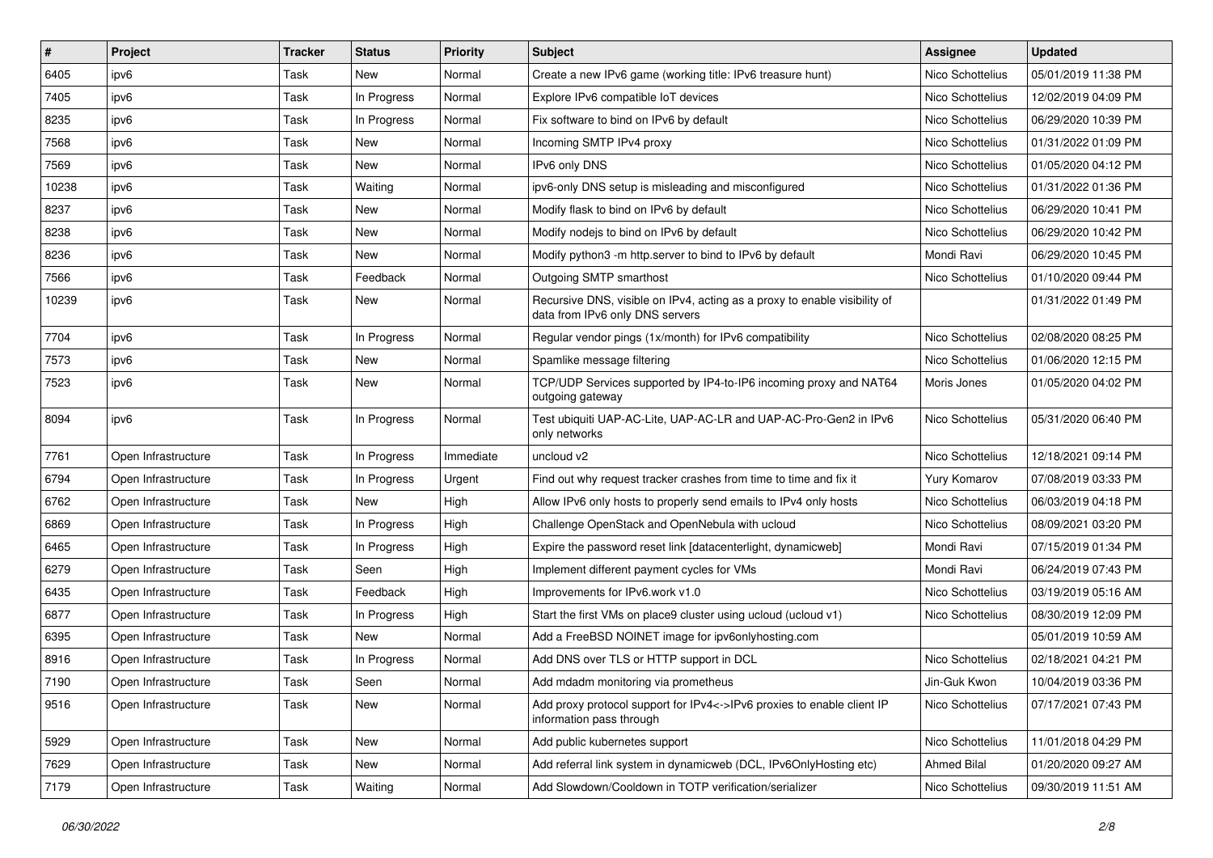| # | Project | Tracker | Status | Priority | Subject | Assignee | Updated |
|---|---|---|---|---|---|---|---|
| 6405 | ipv6 | Task | New | Normal | Create a new IPv6 game (working title: IPv6 treasure hunt) | Nico Schottelius | 05/01/2019 11:38 PM |
| 7405 | ipv6 | Task | In Progress | Normal | Explore IPv6 compatible IoT devices | Nico Schottelius | 12/02/2019 04:09 PM |
| 8235 | ipv6 | Task | In Progress | Normal | Fix software to bind on IPv6 by default | Nico Schottelius | 06/29/2020 10:39 PM |
| 7568 | ipv6 | Task | New | Normal | Incoming SMTP IPv4 proxy | Nico Schottelius | 01/31/2022 01:09 PM |
| 7569 | ipv6 | Task | New | Normal | IPv6 only DNS | Nico Schottelius | 01/05/2020 04:12 PM |
| 10238 | ipv6 | Task | Waiting | Normal | ipv6-only DNS setup is misleading and misconfigured | Nico Schottelius | 01/31/2022 01:36 PM |
| 8237 | ipv6 | Task | New | Normal | Modify flask to bind on IPv6 by default | Nico Schottelius | 06/29/2020 10:41 PM |
| 8238 | ipv6 | Task | New | Normal | Modify nodejs to bind on IPv6 by default | Nico Schottelius | 06/29/2020 10:42 PM |
| 8236 | ipv6 | Task | New | Normal | Modify python3 -m http.server to bind to IPv6 by default | Mondi Ravi | 06/29/2020 10:45 PM |
| 7566 | ipv6 | Task | Feedback | Normal | Outgoing SMTP smarthost | Nico Schottelius | 01/10/2020 09:44 PM |
| 10239 | ipv6 | Task | New | Normal | Recursive DNS, visible on IPv4, acting as a proxy to enable visibility of data from IPv6 only DNS servers | | 01/31/2022 01:49 PM |
| 7704 | ipv6 | Task | In Progress | Normal | Regular vendor pings (1x/month) for IPv6 compatibility | Nico Schottelius | 02/08/2020 08:25 PM |
| 7573 | ipv6 | Task | New | Normal | Spamlike message filtering | Nico Schottelius | 01/06/2020 12:15 PM |
| 7523 | ipv6 | Task | New | Normal | TCP/UDP Services supported by IP4-to-IP6 incoming proxy and NAT64 outgoing gateway | Moris Jones | 01/05/2020 04:02 PM |
| 8094 | ipv6 | Task | In Progress | Normal | Test ubiquiti UAP-AC-Lite, UAP-AC-LR and UAP-AC-Pro-Gen2 in IPv6 only networks | Nico Schottelius | 05/31/2020 06:40 PM |
| 7761 | Open Infrastructure | Task | In Progress | Immediate | uncloud v2 | Nico Schottelius | 12/18/2021 09:14 PM |
| 6794 | Open Infrastructure | Task | In Progress | Urgent | Find out why request tracker crashes from time to time and fix it | Yury Komarov | 07/08/2019 03:33 PM |
| 6762 | Open Infrastructure | Task | New | High | Allow IPv6 only hosts to properly send emails to IPv4 only hosts | Nico Schottelius | 06/03/2019 04:18 PM |
| 6869 | Open Infrastructure | Task | In Progress | High | Challenge OpenStack and OpenNebula with ucloud | Nico Schottelius | 08/09/2021 03:20 PM |
| 6465 | Open Infrastructure | Task | In Progress | High | Expire the password reset link [datacenterlight, dynamicweb] | Mondi Ravi | 07/15/2019 01:34 PM |
| 6279 | Open Infrastructure | Task | Seen | High | Implement different payment cycles for VMs | Mondi Ravi | 06/24/2019 07:43 PM |
| 6435 | Open Infrastructure | Task | Feedback | High | Improvements for IPv6.work v1.0 | Nico Schottelius | 03/19/2019 05:16 AM |
| 6877 | Open Infrastructure | Task | In Progress | High | Start the first VMs on place9 cluster using ucloud (ucloud v1) | Nico Schottelius | 08/30/2019 12:09 PM |
| 6395 | Open Infrastructure | Task | New | Normal | Add a FreeBSD NOINET image for ipv6onlyhosting.com | | 05/01/2019 10:59 AM |
| 8916 | Open Infrastructure | Task | In Progress | Normal | Add DNS over TLS or HTTP support in DCL | Nico Schottelius | 02/18/2021 04:21 PM |
| 7190 | Open Infrastructure | Task | Seen | Normal | Add mdadm monitoring via prometheus | Jin-Guk Kwon | 10/04/2019 03:36 PM |
| 9516 | Open Infrastructure | Task | New | Normal | Add proxy protocol support for IPv4<->IPv6 proxies to enable client IP information pass through | Nico Schottelius | 07/17/2021 07:43 PM |
| 5929 | Open Infrastructure | Task | New | Normal | Add public kubernetes support | Nico Schottelius | 11/01/2018 04:29 PM |
| 7629 | Open Infrastructure | Task | New | Normal | Add referral link system in dynamicweb (DCL, IPv6OnlyHosting etc) | Ahmed Bilal | 01/20/2020 09:27 AM |
| 7179 | Open Infrastructure | Task | Waiting | Normal | Add Slowdown/Cooldown in TOTP verification/serializer | Nico Schottelius | 09/30/2019 11:51 AM |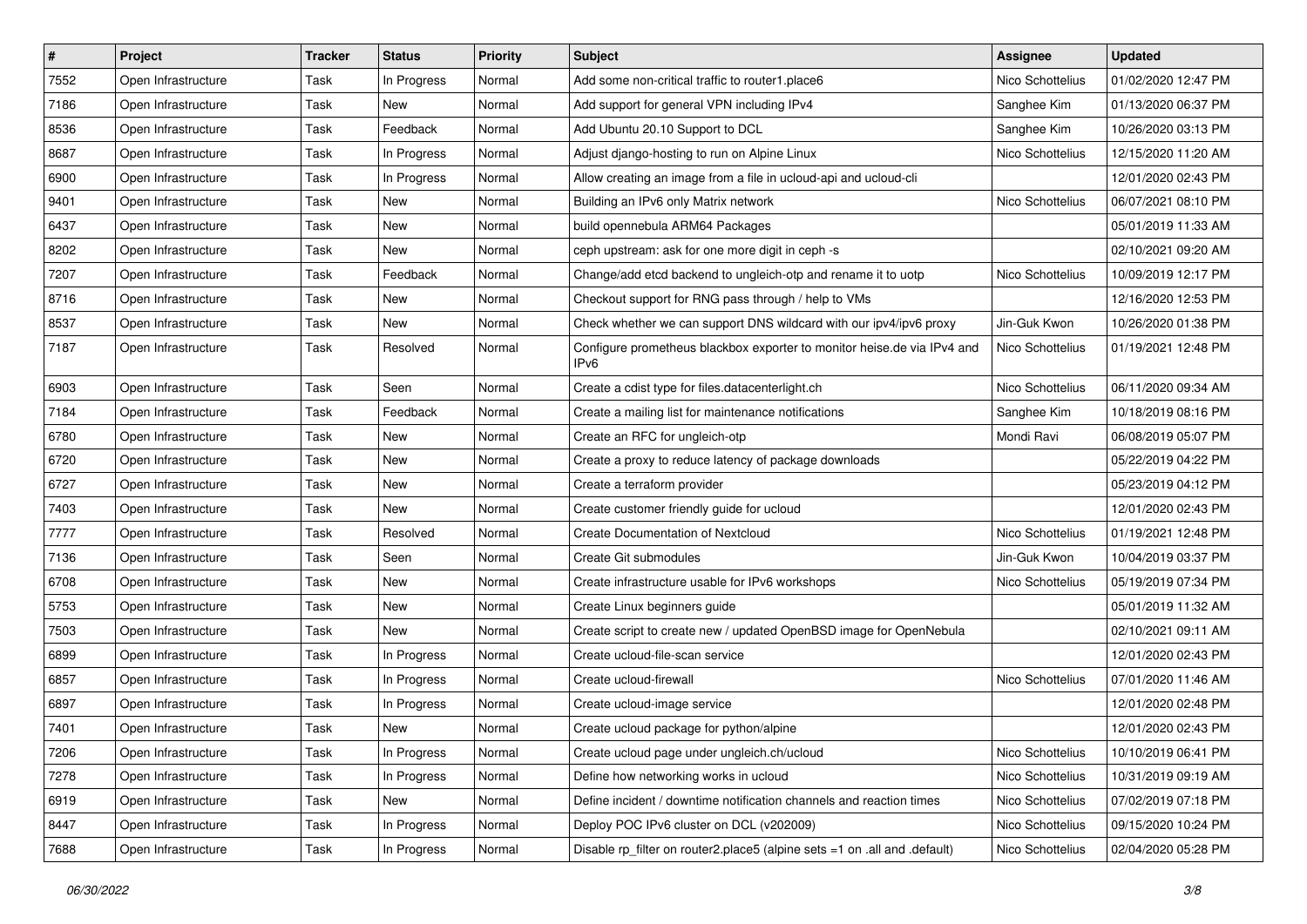| # | Project | Tracker | Status | Priority | Subject | Assignee | Updated |
|---|---|---|---|---|---|---|---|
| 7552 | Open Infrastructure | Task | In Progress | Normal | Add some non-critical traffic to router1.place6 | Nico Schottelius | 01/02/2020 12:47 PM |
| 7186 | Open Infrastructure | Task | New | Normal | Add support for general VPN including IPv4 | Sanghee Kim | 01/13/2020 06:37 PM |
| 8536 | Open Infrastructure | Task | Feedback | Normal | Add Ubuntu 20.10 Support to DCL | Sanghee Kim | 10/26/2020 03:13 PM |
| 8687 | Open Infrastructure | Task | In Progress | Normal | Adjust django-hosting to run on Alpine Linux | Nico Schottelius | 12/15/2020 11:20 AM |
| 6900 | Open Infrastructure | Task | In Progress | Normal | Allow creating an image from a file in ucloud-api and ucloud-cli | | 12/01/2020 02:43 PM |
| 9401 | Open Infrastructure | Task | New | Normal | Building an IPv6 only Matrix network | Nico Schottelius | 06/07/2021 08:10 PM |
| 6437 | Open Infrastructure | Task | New | Normal | build opennebula ARM64 Packages | | 05/01/2019 11:33 AM |
| 8202 | Open Infrastructure | Task | New | Normal | ceph upstream: ask for one more digit in ceph -s | | 02/10/2021 09:20 AM |
| 7207 | Open Infrastructure | Task | Feedback | Normal | Change/add etcd backend to ungleich-otp and rename it to uotp | Nico Schottelius | 10/09/2019 12:17 PM |
| 8716 | Open Infrastructure | Task | New | Normal | Checkout support for RNG pass through / help to VMs | | 12/16/2020 12:53 PM |
| 8537 | Open Infrastructure | Task | New | Normal | Check whether we can support DNS wildcard with our ipv4/ipv6 proxy | Jin-Guk Kwon | 10/26/2020 01:38 PM |
| 7187 | Open Infrastructure | Task | Resolved | Normal | Configure prometheus blackbox exporter to monitor heise.de via IPv4 and IPv6 | Nico Schottelius | 01/19/2021 12:48 PM |
| 6903 | Open Infrastructure | Task | Seen | Normal | Create a cdist type for files.datacenterlight.ch | Nico Schottelius | 06/11/2020 09:34 AM |
| 7184 | Open Infrastructure | Task | Feedback | Normal | Create a mailing list for maintenance notifications | Sanghee Kim | 10/18/2019 08:16 PM |
| 6780 | Open Infrastructure | Task | New | Normal | Create an RFC for ungleich-otp | Mondi Ravi | 06/08/2019 05:07 PM |
| 6720 | Open Infrastructure | Task | New | Normal | Create a proxy to reduce latency of package downloads | | 05/22/2019 04:22 PM |
| 6727 | Open Infrastructure | Task | New | Normal | Create a terraform provider | | 05/23/2019 04:12 PM |
| 7403 | Open Infrastructure | Task | New | Normal | Create customer friendly guide for ucloud | | 12/01/2020 02:43 PM |
| 7777 | Open Infrastructure | Task | Resolved | Normal | Create Documentation of Nextcloud | Nico Schottelius | 01/19/2021 12:48 PM |
| 7136 | Open Infrastructure | Task | Seen | Normal | Create Git submodules | Jin-Guk Kwon | 10/04/2019 03:37 PM |
| 6708 | Open Infrastructure | Task | New | Normal | Create infrastructure usable for IPv6 workshops | Nico Schottelius | 05/19/2019 07:34 PM |
| 5753 | Open Infrastructure | Task | New | Normal | Create Linux beginners guide | | 05/01/2019 11:32 AM |
| 7503 | Open Infrastructure | Task | New | Normal | Create script to create new / updated OpenBSD image for OpenNebula | | 02/10/2021 09:11 AM |
| 6899 | Open Infrastructure | Task | In Progress | Normal | Create ucloud-file-scan service | | 12/01/2020 02:43 PM |
| 6857 | Open Infrastructure | Task | In Progress | Normal | Create ucloud-firewall | Nico Schottelius | 07/01/2020 11:46 AM |
| 6897 | Open Infrastructure | Task | In Progress | Normal | Create ucloud-image service | | 12/01/2020 02:48 PM |
| 7401 | Open Infrastructure | Task | New | Normal | Create ucloud package for python/alpine | | 12/01/2020 02:43 PM |
| 7206 | Open Infrastructure | Task | In Progress | Normal | Create ucloud page under ungleich.ch/ucloud | Nico Schottelius | 10/10/2019 06:41 PM |
| 7278 | Open Infrastructure | Task | In Progress | Normal | Define how networking works in ucloud | Nico Schottelius | 10/31/2019 09:19 AM |
| 6919 | Open Infrastructure | Task | New | Normal | Define incident / downtime notification channels and reaction times | Nico Schottelius | 07/02/2019 07:18 PM |
| 8447 | Open Infrastructure | Task | In Progress | Normal | Deploy POC IPv6 cluster on DCL (v202009) | Nico Schottelius | 09/15/2020 10:24 PM |
| 7688 | Open Infrastructure | Task | In Progress | Normal | Disable rp_filter on router2.place5 (alpine sets =1 on .all and .default) | Nico Schottelius | 02/04/2020 05:28 PM |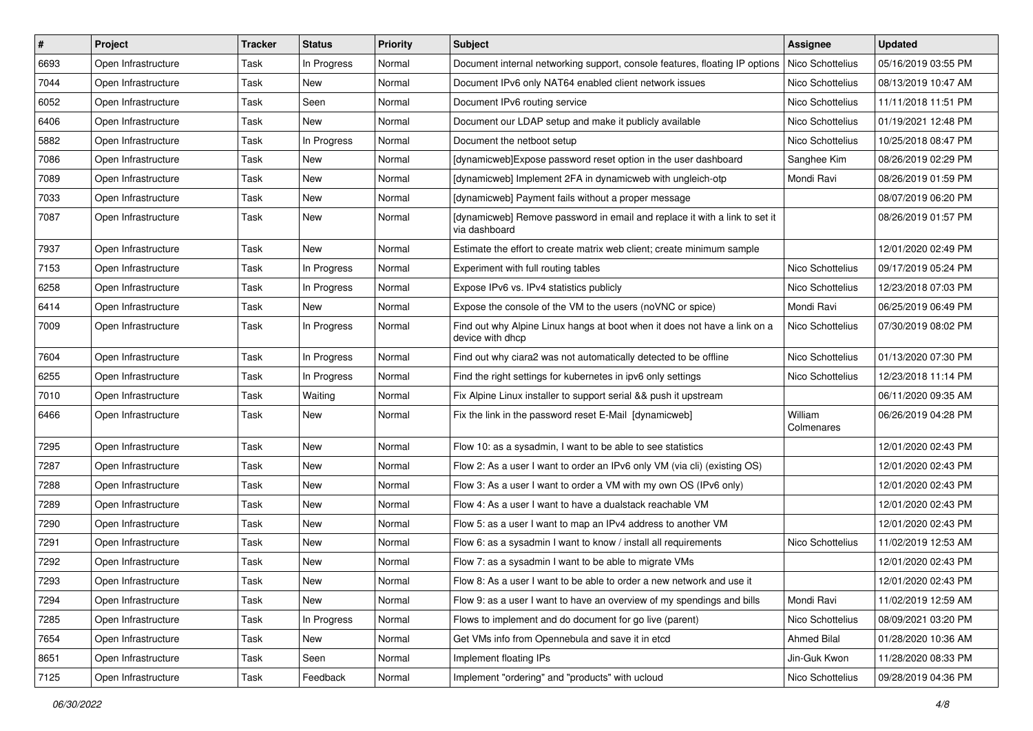| # | Project | Tracker | Status | Priority | Subject | Assignee | Updated |
|---|---|---|---|---|---|---|---|
| 6693 | Open Infrastructure | Task | In Progress | Normal | Document internal networking support, console features, floating IP options | Nico Schottelius | 05/16/2019 03:55 PM |
| 7044 | Open Infrastructure | Task | New | Normal | Document IPv6 only NAT64 enabled client network issues | Nico Schottelius | 08/13/2019 10:47 AM |
| 6052 | Open Infrastructure | Task | Seen | Normal | Document IPv6 routing service | Nico Schottelius | 11/11/2018 11:51 PM |
| 6406 | Open Infrastructure | Task | New | Normal | Document our LDAP setup and make it publicly available | Nico Schottelius | 01/19/2021 12:48 PM |
| 5882 | Open Infrastructure | Task | In Progress | Normal | Document the netboot setup | Nico Schottelius | 10/25/2018 08:47 PM |
| 7086 | Open Infrastructure | Task | New | Normal | [dynamicweb]Expose password reset option in the user dashboard | Sanghee Kim | 08/26/2019 02:29 PM |
| 7089 | Open Infrastructure | Task | New | Normal | [dynamicweb] Implement 2FA in dynamicweb with ungleich-otp | Mondi Ravi | 08/26/2019 01:59 PM |
| 7033 | Open Infrastructure | Task | New | Normal | [dynamicweb] Payment fails without a proper message | | 08/07/2019 06:20 PM |
| 7087 | Open Infrastructure | Task | New | Normal | [dynamicweb] Remove password in email and replace it with a link to set it via dashboard | | 08/26/2019 01:57 PM |
| 7937 | Open Infrastructure | Task | New | Normal | Estimate the effort to create matrix web client; create minimum sample | | 12/01/2020 02:49 PM |
| 7153 | Open Infrastructure | Task | In Progress | Normal | Experiment with full routing tables | Nico Schottelius | 09/17/2019 05:24 PM |
| 6258 | Open Infrastructure | Task | In Progress | Normal | Expose IPv6 vs. IPv4 statistics publicly | Nico Schottelius | 12/23/2018 07:03 PM |
| 6414 | Open Infrastructure | Task | New | Normal | Expose the console of the VM to the users (noVNC or spice) | Mondi Ravi | 06/25/2019 06:49 PM |
| 7009 | Open Infrastructure | Task | In Progress | Normal | Find out why Alpine Linux hangs at boot when it does not have a link on a device with dhcp | Nico Schottelius | 07/30/2019 08:02 PM |
| 7604 | Open Infrastructure | Task | In Progress | Normal | Find out why ciara2 was not automatically detected to be offline | Nico Schottelius | 01/13/2020 07:30 PM |
| 6255 | Open Infrastructure | Task | In Progress | Normal | Find the right settings for kubernetes in ipv6 only settings | Nico Schottelius | 12/23/2018 11:14 PM |
| 7010 | Open Infrastructure | Task | Waiting | Normal | Fix Alpine Linux installer to support serial && push it upstream | | 06/11/2020 09:35 AM |
| 6466 | Open Infrastructure | Task | New | Normal | Fix the link in the password reset E-Mail [dynamicweb] | William Colmenares | 06/26/2019 04:28 PM |
| 7295 | Open Infrastructure | Task | New | Normal | Flow 10: as a sysadmin, I want to be able to see statistics | | 12/01/2020 02:43 PM |
| 7287 | Open Infrastructure | Task | New | Normal | Flow 2: As a user I want to order an IPv6 only VM (via cli) (existing OS) | | 12/01/2020 02:43 PM |
| 7288 | Open Infrastructure | Task | New | Normal | Flow 3: As a user I want to order a VM with my own OS (IPv6 only) | | 12/01/2020 02:43 PM |
| 7289 | Open Infrastructure | Task | New | Normal | Flow 4: As a user I want to have a dualstack reachable VM | | 12/01/2020 02:43 PM |
| 7290 | Open Infrastructure | Task | New | Normal | Flow 5: as a user I want to map an IPv4 address to another VM | | 12/01/2020 02:43 PM |
| 7291 | Open Infrastructure | Task | New | Normal | Flow 6: as a sysadmin I want to know / install all requirements | Nico Schottelius | 11/02/2019 12:53 AM |
| 7292 | Open Infrastructure | Task | New | Normal | Flow 7: as a sysadmin I want to be able to migrate VMs | | 12/01/2020 02:43 PM |
| 7293 | Open Infrastructure | Task | New | Normal | Flow 8: As a user I want to be able to order a new network and use it | | 12/01/2020 02:43 PM |
| 7294 | Open Infrastructure | Task | New | Normal | Flow 9: as a user I want to have an overview of my spendings and bills | Mondi Ravi | 11/02/2019 12:59 AM |
| 7285 | Open Infrastructure | Task | In Progress | Normal | Flows to implement and do document for go live (parent) | Nico Schottelius | 08/09/2021 03:20 PM |
| 7654 | Open Infrastructure | Task | New | Normal | Get VMs info from Opennebula and save it in etcd | Ahmed Bilal | 01/28/2020 10:36 AM |
| 8651 | Open Infrastructure | Task | Seen | Normal | Implement floating IPs | Jin-Guk Kwon | 11/28/2020 08:33 PM |
| 7125 | Open Infrastructure | Task | Feedback | Normal | Implement "ordering" and "products" with ucloud | Nico Schottelius | 09/28/2019 04:36 PM |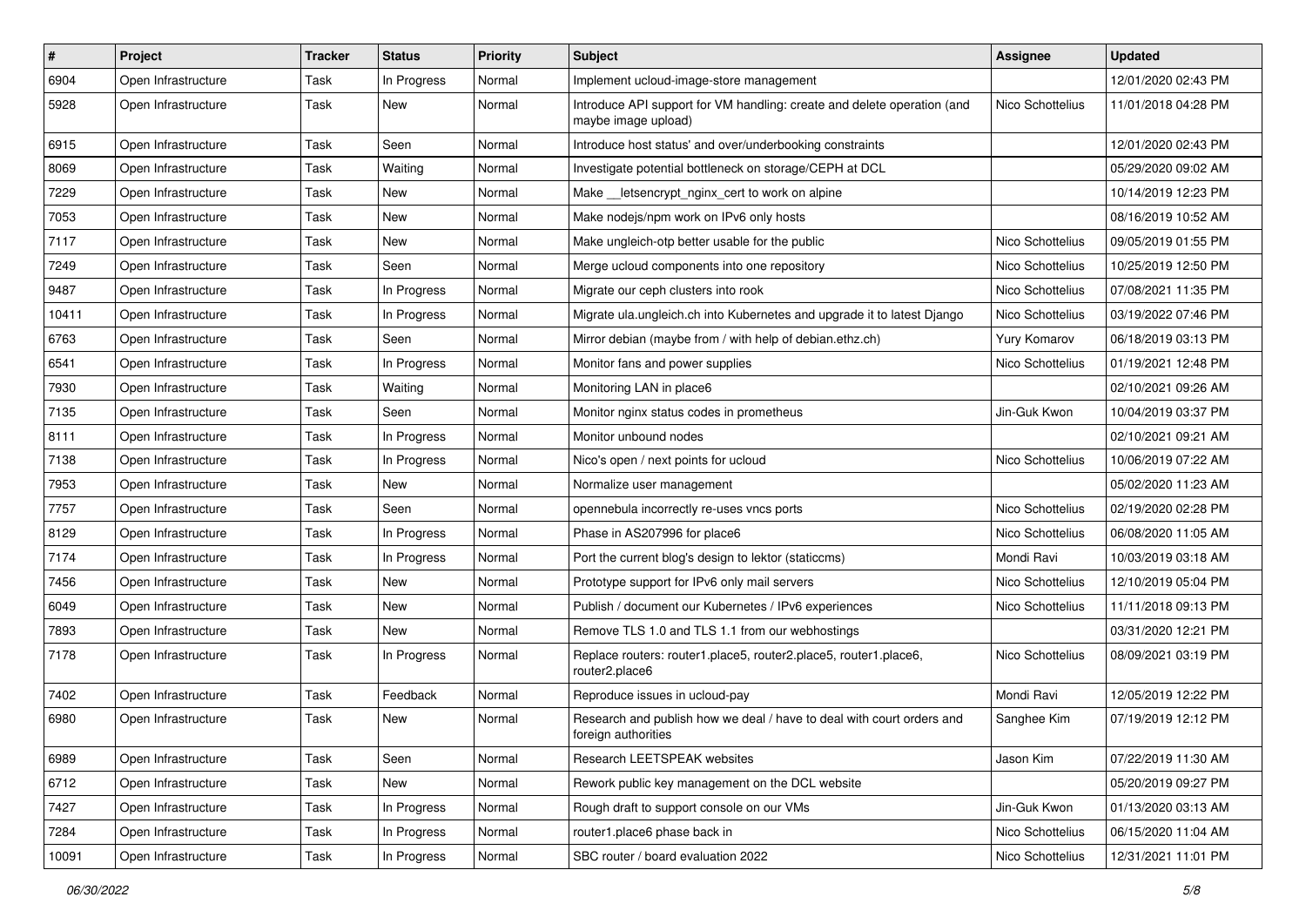| # | Project | Tracker | Status | Priority | Subject | Assignee | Updated |
|---|---|---|---|---|---|---|---|
| 6904 | Open Infrastructure | Task | In Progress | Normal | Implement ucloud-image-store management | | 12/01/2020 02:43 PM |
| 5928 | Open Infrastructure | Task | New | Normal | Introduce API support for VM handling: create and delete operation (and maybe image upload) | Nico Schottelius | 11/01/2018 04:28 PM |
| 6915 | Open Infrastructure | Task | Seen | Normal | Introduce host status' and over/underbooking constraints | | 12/01/2020 02:43 PM |
| 8069 | Open Infrastructure | Task | Waiting | Normal | Investigate potential bottleneck on storage/CEPH at DCL | | 05/29/2020 09:02 AM |
| 7229 | Open Infrastructure | Task | New | Normal | Make __letsencrypt_nginx_cert to work on alpine | | 10/14/2019 12:23 PM |
| 7053 | Open Infrastructure | Task | New | Normal | Make nodejs/npm work on IPv6 only hosts | | 08/16/2019 10:52 AM |
| 7117 | Open Infrastructure | Task | New | Normal | Make ungleich-otp better usable for the public | Nico Schottelius | 09/05/2019 01:55 PM |
| 7249 | Open Infrastructure | Task | Seen | Normal | Merge ucloud components into one repository | Nico Schottelius | 10/25/2019 12:50 PM |
| 9487 | Open Infrastructure | Task | In Progress | Normal | Migrate our ceph clusters into rook | Nico Schottelius | 07/08/2021 11:35 PM |
| 10411 | Open Infrastructure | Task | In Progress | Normal | Migrate ula.ungleich.ch into Kubernetes and upgrade it to latest Django | Nico Schottelius | 03/19/2022 07:46 PM |
| 6763 | Open Infrastructure | Task | Seen | Normal | Mirror debian (maybe from / with help of debian.ethz.ch) | Yury Komarov | 06/18/2019 03:13 PM |
| 6541 | Open Infrastructure | Task | In Progress | Normal | Monitor fans and power supplies | Nico Schottelius | 01/19/2021 12:48 PM |
| 7930 | Open Infrastructure | Task | Waiting | Normal | Monitoring LAN in place6 | | 02/10/2021 09:26 AM |
| 7135 | Open Infrastructure | Task | Seen | Normal | Monitor nginx status codes in prometheus | Jin-Guk Kwon | 10/04/2019 03:37 PM |
| 8111 | Open Infrastructure | Task | In Progress | Normal | Monitor unbound nodes | | 02/10/2021 09:21 AM |
| 7138 | Open Infrastructure | Task | In Progress | Normal | Nico's open / next points for ucloud | Nico Schottelius | 10/06/2019 07:22 AM |
| 7953 | Open Infrastructure | Task | New | Normal | Normalize user management | | 05/02/2020 11:23 AM |
| 7757 | Open Infrastructure | Task | Seen | Normal | opennebula incorrectly re-uses vncs ports | Nico Schottelius | 02/19/2020 02:28 PM |
| 8129 | Open Infrastructure | Task | In Progress | Normal | Phase in AS207996 for place6 | Nico Schottelius | 06/08/2020 11:05 AM |
| 7174 | Open Infrastructure | Task | In Progress | Normal | Port the current blog's design to lektor (staticcms) | Mondi Ravi | 10/03/2019 03:18 AM |
| 7456 | Open Infrastructure | Task | New | Normal | Prototype support for IPv6 only mail servers | Nico Schottelius | 12/10/2019 05:04 PM |
| 6049 | Open Infrastructure | Task | New | Normal | Publish / document our Kubernetes / IPv6 experiences | Nico Schottelius | 11/11/2018 09:13 PM |
| 7893 | Open Infrastructure | Task | New | Normal | Remove TLS 1.0 and TLS 1.1 from our webhostings | | 03/31/2020 12:21 PM |
| 7178 | Open Infrastructure | Task | In Progress | Normal | Replace routers: router1.place5, router2.place5, router1.place6, router2.place6 | Nico Schottelius | 08/09/2021 03:19 PM |
| 7402 | Open Infrastructure | Task | Feedback | Normal | Reproduce issues in ucloud-pay | Mondi Ravi | 12/05/2019 12:22 PM |
| 6980 | Open Infrastructure | Task | New | Normal | Research and publish how we deal / have to deal with court orders and foreign authorities | Sanghee Kim | 07/19/2019 12:12 PM |
| 6989 | Open Infrastructure | Task | Seen | Normal | Research LEETSPEAK websites | Jason Kim | 07/22/2019 11:30 AM |
| 6712 | Open Infrastructure | Task | New | Normal | Rework public key management on the DCL website | | 05/20/2019 09:27 PM |
| 7427 | Open Infrastructure | Task | In Progress | Normal | Rough draft to support console on our VMs | Jin-Guk Kwon | 01/13/2020 03:13 AM |
| 7284 | Open Infrastructure | Task | In Progress | Normal | router1.place6 phase back in | Nico Schottelius | 06/15/2020 11:04 AM |
| 10091 | Open Infrastructure | Task | In Progress | Normal | SBC router / board evaluation 2022 | Nico Schottelius | 12/31/2021 11:01 PM |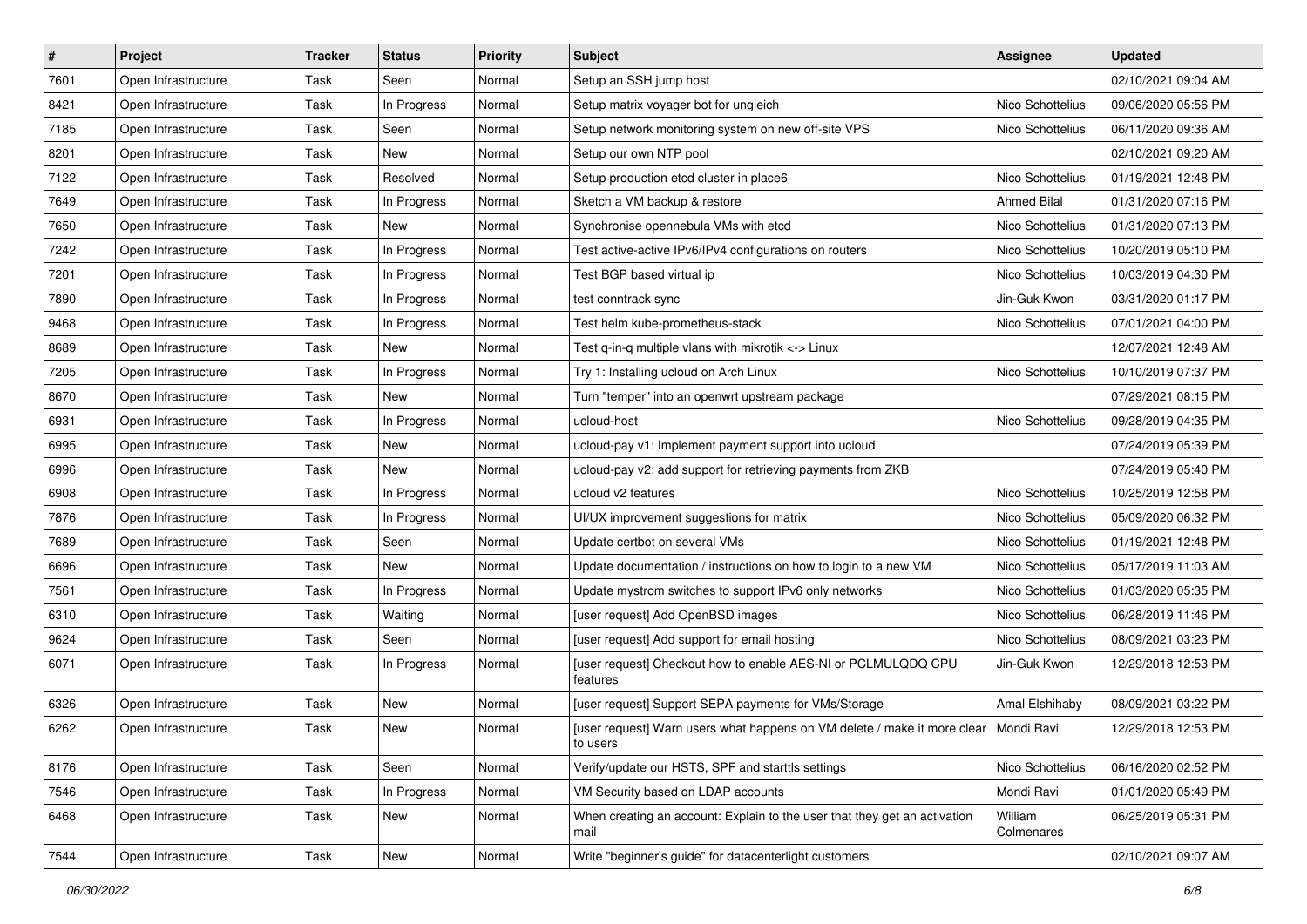| # | Project | Tracker | Status | Priority | Subject | Assignee | Updated |
|---|---|---|---|---|---|---|---|
| 7601 | Open Infrastructure | Task | Seen | Normal | Setup an SSH jump host | | 02/10/2021 09:04 AM |
| 8421 | Open Infrastructure | Task | In Progress | Normal | Setup matrix voyager bot for ungleich | Nico Schottelius | 09/06/2020 05:56 PM |
| 7185 | Open Infrastructure | Task | Seen | Normal | Setup network monitoring system on new off-site VPS | Nico Schottelius | 06/11/2020 09:36 AM |
| 8201 | Open Infrastructure | Task | New | Normal | Setup our own NTP pool | | 02/10/2021 09:20 AM |
| 7122 | Open Infrastructure | Task | Resolved | Normal | Setup production etcd cluster in place6 | Nico Schottelius | 01/19/2021 12:48 PM |
| 7649 | Open Infrastructure | Task | In Progress | Normal | Sketch a VM backup & restore | Ahmed Bilal | 01/31/2020 07:16 PM |
| 7650 | Open Infrastructure | Task | New | Normal | Synchronise opennebula VMs with etcd | Nico Schottelius | 01/31/2020 07:13 PM |
| 7242 | Open Infrastructure | Task | In Progress | Normal | Test active-active IPv6/IPv4 configurations on routers | Nico Schottelius | 10/20/2019 05:10 PM |
| 7201 | Open Infrastructure | Task | In Progress | Normal | Test BGP based virtual ip | Nico Schottelius | 10/03/2019 04:30 PM |
| 7890 | Open Infrastructure | Task | In Progress | Normal | test conntrack sync | Jin-Guk Kwon | 03/31/2020 01:17 PM |
| 9468 | Open Infrastructure | Task | In Progress | Normal | Test helm kube-prometheus-stack | Nico Schottelius | 07/01/2021 04:00 PM |
| 8689 | Open Infrastructure | Task | New | Normal | Test q-in-q multiple vlans with mikrotik <-> Linux | | 12/07/2021 12:48 AM |
| 7205 | Open Infrastructure | Task | In Progress | Normal | Try 1: Installing ucloud on Arch Linux | Nico Schottelius | 10/10/2019 07:37 PM |
| 8670 | Open Infrastructure | Task | New | Normal | Turn "temper" into an openwrt upstream package | | 07/29/2021 08:15 PM |
| 6931 | Open Infrastructure | Task | In Progress | Normal | ucloud-host | Nico Schottelius | 09/28/2019 04:35 PM |
| 6995 | Open Infrastructure | Task | New | Normal | ucloud-pay v1: Implement payment support into ucloud | | 07/24/2019 05:39 PM |
| 6996 | Open Infrastructure | Task | New | Normal | ucloud-pay v2: add support for retrieving payments from ZKB | | 07/24/2019 05:40 PM |
| 6908 | Open Infrastructure | Task | In Progress | Normal | ucloud v2 features | Nico Schottelius | 10/25/2019 12:58 PM |
| 7876 | Open Infrastructure | Task | In Progress | Normal | UI/UX improvement suggestions for matrix | Nico Schottelius | 05/09/2020 06:32 PM |
| 7689 | Open Infrastructure | Task | Seen | Normal | Update certbot on several VMs | Nico Schottelius | 01/19/2021 12:48 PM |
| 6696 | Open Infrastructure | Task | New | Normal | Update documentation / instructions on how to login to a new VM | Nico Schottelius | 05/17/2019 11:03 AM |
| 7561 | Open Infrastructure | Task | In Progress | Normal | Update mystrom switches to support IPv6 only networks | Nico Schottelius | 01/03/2020 05:35 PM |
| 6310 | Open Infrastructure | Task | Waiting | Normal | [user request] Add OpenBSD images | Nico Schottelius | 06/28/2019 11:46 PM |
| 9624 | Open Infrastructure | Task | Seen | Normal | [user request] Add support for email hosting | Nico Schottelius | 08/09/2021 03:23 PM |
| 6071 | Open Infrastructure | Task | In Progress | Normal | [user request] Checkout how to enable AES-NI or PCLMULQDQ CPU features | Jin-Guk Kwon | 12/29/2018 12:53 PM |
| 6326 | Open Infrastructure | Task | New | Normal | [user request] Support SEPA payments for VMs/Storage | Amal Elshihaby | 08/09/2021 03:22 PM |
| 6262 | Open Infrastructure | Task | New | Normal | [user request] Warn users what happens on VM delete / make it more clear to users | Mondi Ravi | 12/29/2018 12:53 PM |
| 8176 | Open Infrastructure | Task | Seen | Normal | Verify/update our HSTS, SPF and starttls settings | Nico Schottelius | 06/16/2020 02:52 PM |
| 7546 | Open Infrastructure | Task | In Progress | Normal | VM Security based on LDAP accounts | Mondi Ravi | 01/01/2020 05:49 PM |
| 6468 | Open Infrastructure | Task | New | Normal | When creating an account: Explain to the user that they get an activation mail | William Colmenares | 06/25/2019 05:31 PM |
| 7544 | Open Infrastructure | Task | New | Normal | Write "beginner's guide" for datacenterlight customers | | 02/10/2021 09:07 AM |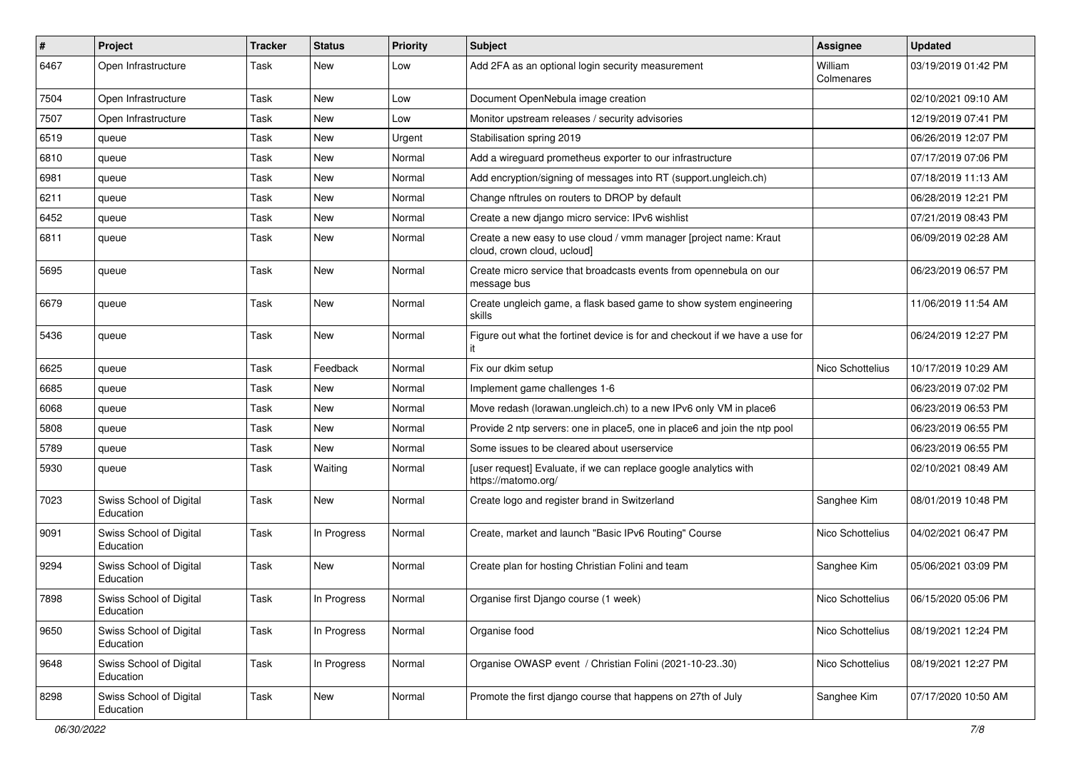| # | Project | Tracker | Status | Priority | Subject | Assignee | Updated |
|---|---|---|---|---|---|---|---|
| 6467 | Open Infrastructure | Task | New | Low | Add 2FA as an optional login security measurement | William Colmenares | 03/19/2019 01:42 PM |
| 7504 | Open Infrastructure | Task | New | Low | Document OpenNebula image creation | | 02/10/2021 09:10 AM |
| 7507 | Open Infrastructure | Task | New | Low | Monitor upstream releases / security advisories | | 12/19/2019 07:41 PM |
| 6519 | queue | Task | New | Urgent | Stabilisation spring 2019 | | 06/26/2019 12:07 PM |
| 6810 | queue | Task | New | Normal | Add a wireguard prometheus exporter to our infrastructure | | 07/17/2019 07:06 PM |
| 6981 | queue | Task | New | Normal | Add encryption/signing of messages into RT (support.ungleich.ch) | | 07/18/2019 11:13 AM |
| 6211 | queue | Task | New | Normal | Change nftrules on routers to DROP by default | | 06/28/2019 12:21 PM |
| 6452 | queue | Task | New | Normal | Create a new django micro service: IPv6 wishlist | | 07/21/2019 08:43 PM |
| 6811 | queue | Task | New | Normal | Create a new easy to use cloud / vmm manager [project name: Kraut cloud, crown cloud, ucloud] | | 06/09/2019 02:28 AM |
| 5695 | queue | Task | New | Normal | Create micro service that broadcasts events from opennebula on our message bus | | 06/23/2019 06:57 PM |
| 6679 | queue | Task | New | Normal | Create ungleich game, a flask based game to show system engineering skills | | 11/06/2019 11:54 AM |
| 5436 | queue | Task | New | Normal | Figure out what the fortinet device is for and checkout if we have a use for it | | 06/24/2019 12:27 PM |
| 6625 | queue | Task | Feedback | Normal | Fix our dkim setup | Nico Schottelius | 10/17/2019 10:29 AM |
| 6685 | queue | Task | New | Normal | Implement game challenges 1-6 | | 06/23/2019 07:02 PM |
| 6068 | queue | Task | New | Normal | Move redash (lorawan.ungleich.ch) to a new IPv6 only VM in place6 | | 06/23/2019 06:53 PM |
| 5808 | queue | Task | New | Normal | Provide 2 ntp servers: one in place5, one in place6 and join the ntp pool | | 06/23/2019 06:55 PM |
| 5789 | queue | Task | New | Normal | Some issues to be cleared about userservice | | 06/23/2019 06:55 PM |
| 5930 | queue | Task | Waiting | Normal | [user request] Evaluate, if we can replace google analytics with https://matomo.org/ | | 02/10/2021 08:49 AM |
| 7023 | Swiss School of Digital Education | Task | New | Normal | Create logo and register brand in Switzerland | Sanghee Kim | 08/01/2019 10:48 PM |
| 9091 | Swiss School of Digital Education | Task | In Progress | Normal | Create, market and launch "Basic IPv6 Routing" Course | Nico Schottelius | 04/02/2021 06:47 PM |
| 9294 | Swiss School of Digital Education | Task | New | Normal | Create plan for hosting Christian Folini and team | Sanghee Kim | 05/06/2021 03:09 PM |
| 7898 | Swiss School of Digital Education | Task | In Progress | Normal | Organise first Django course (1 week) | Nico Schottelius | 06/15/2020 05:06 PM |
| 9650 | Swiss School of Digital Education | Task | In Progress | Normal | Organise food | Nico Schottelius | 08/19/2021 12:24 PM |
| 9648 | Swiss School of Digital Education | Task | In Progress | Normal | Organise OWASP event / Christian Folini (2021-10-23..30) | Nico Schottelius | 08/19/2021 12:27 PM |
| 8298 | Swiss School of Digital Education | Task | New | Normal | Promote the first django course that happens on 27th of July | Sanghee Kim | 07/17/2020 10:50 AM |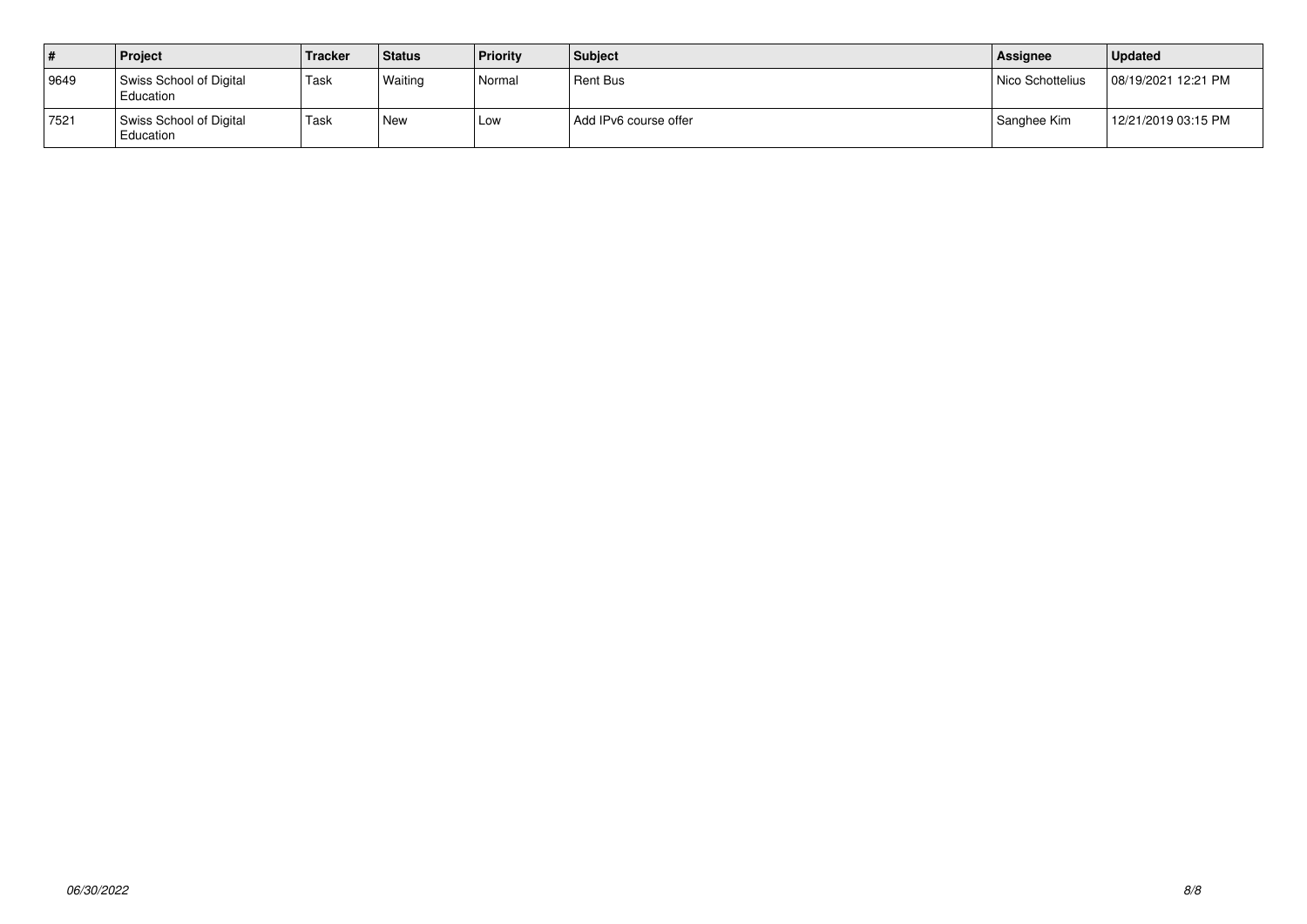| # | Project | Tracker | Status | Priority | Subject | Assignee | Updated |
|---|---|---|---|---|---|---|---|
| 9649 | Swiss School of Digital Education | Task | Waiting | Normal | Rent Bus | Nico Schottelius | 08/19/2021 12:21 PM |
| 7521 | Swiss School of Digital Education | Task | New | Low | Add IPv6 course offer | Sanghee Kim | 12/21/2019 03:15 PM |